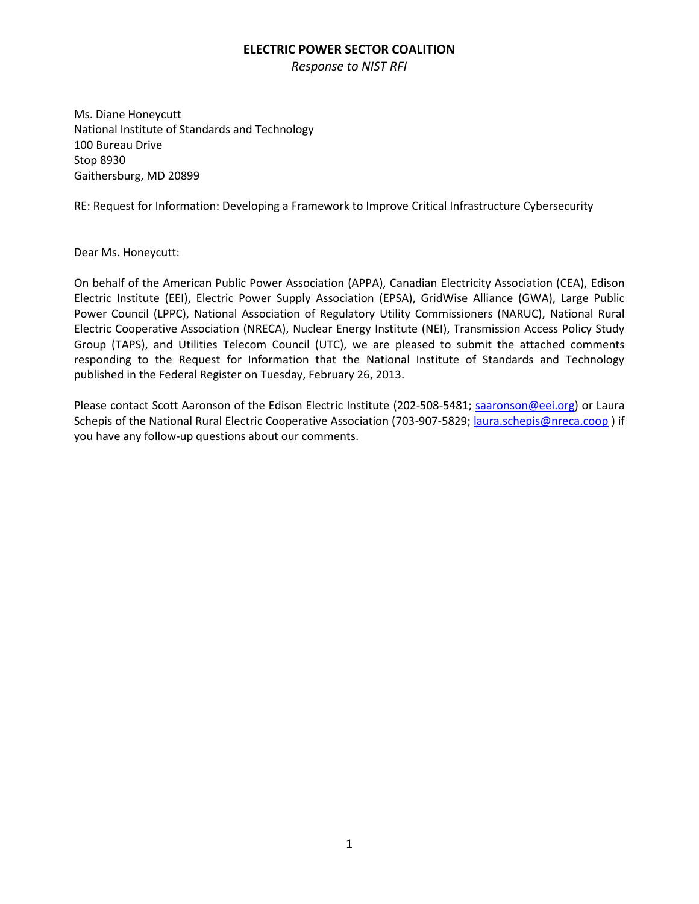**ELECTRIC POWER SECTOR COALITION**

*Response to NIST RFI*

Ms. Diane Honeycutt
National Institute of Standards and Technology
100 Bureau Drive
Stop 8930
Gaithersburg, MD 20899

RE: Request for Information: Developing a Framework to Improve Critical Infrastructure Cybersecurity

Dear Ms. Honeycutt:

On behalf of the American Public Power Association (APPA), Canadian Electricity Association (CEA), Edison Electric Institute (EEI), Electric Power Supply Association (EPSA), GridWise Alliance (GWA), Large Public Power Council (LPPC), National Association of Regulatory Utility Commissioners (NARUC), National Rural Electric Cooperative Association (NRECA), Nuclear Energy Institute (NEI), Transmission Access Policy Study Group (TAPS), and Utilities Telecom Council (UTC), we are pleased to submit the attached comments responding to the Request for Information that the National Institute of Standards and Technology published in the Federal Register on Tuesday, February 26, 2013.

Please contact Scott Aaronson of the Edison Electric Institute (202-508-5481; saaronson@eei.org) or Laura Schepis of the National Rural Electric Cooperative Association (703-907-5829; laura.schepis@nreca.coop ) if you have any follow-up questions about our comments.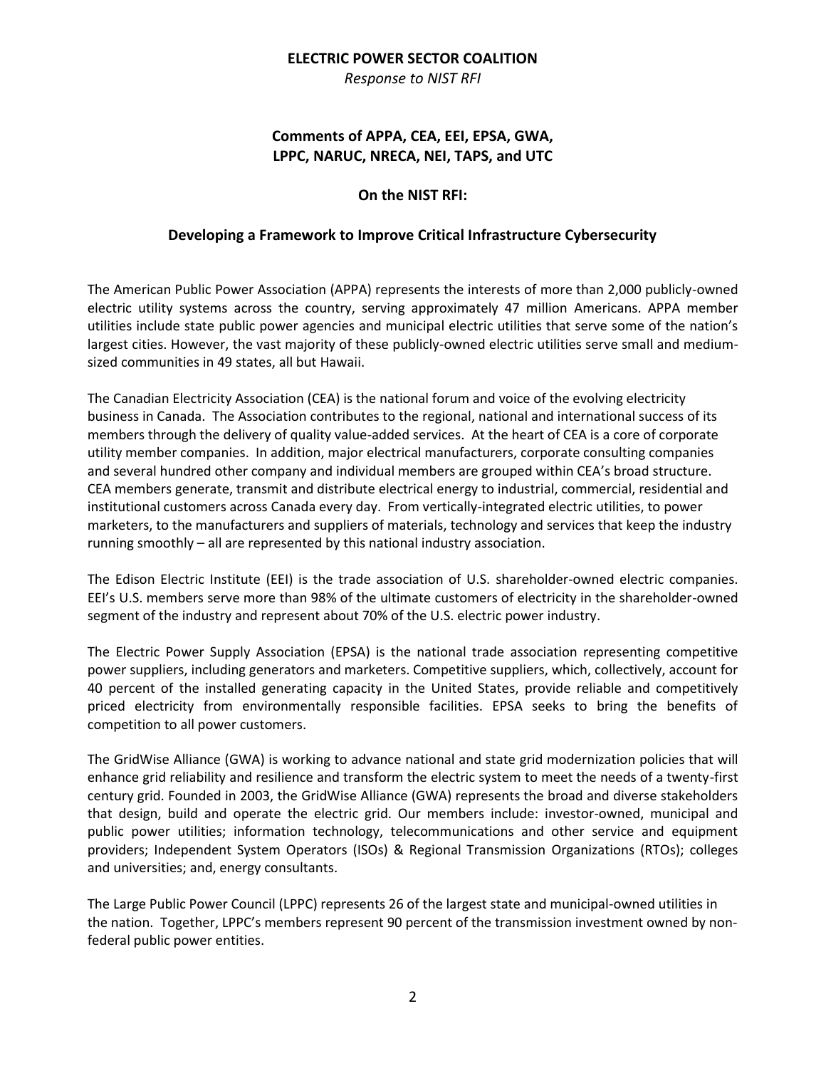**ELECTRIC POWER SECTOR COALITION**

*Response to NIST RFI*

## Comments of APPA, CEA, EEI, EPSA, GWA, LPPC, NARUC, NRECA, NEI, TAPS, and UTC

### On the NIST RFI:

### Developing a Framework to Improve Critical Infrastructure Cybersecurity

The American Public Power Association (APPA) represents the interests of more than 2,000 publicly-owned electric utility systems across the country, serving approximately 47 million Americans. APPA member utilities include state public power agencies and municipal electric utilities that serve some of the nation's largest cities. However, the vast majority of these publicly-owned electric utilities serve small and medium-sized communities in 49 states, all but Hawaii.

The Canadian Electricity Association (CEA) is the national forum and voice of the evolving electricity business in Canada. The Association contributes to the regional, national and international success of its members through the delivery of quality value-added services. At the heart of CEA is a core of corporate utility member companies. In addition, major electrical manufacturers, corporate consulting companies and several hundred other company and individual members are grouped within CEA's broad structure. CEA members generate, transmit and distribute electrical energy to industrial, commercial, residential and institutional customers across Canada every day. From vertically-integrated electric utilities, to power marketers, to the manufacturers and suppliers of materials, technology and services that keep the industry running smoothly – all are represented by this national industry association.

The Edison Electric Institute (EEI) is the trade association of U.S. shareholder-owned electric companies. EEI's U.S. members serve more than 98% of the ultimate customers of electricity in the shareholder-owned segment of the industry and represent about 70% of the U.S. electric power industry.

The Electric Power Supply Association (EPSA) is the national trade association representing competitive power suppliers, including generators and marketers. Competitive suppliers, which, collectively, account for 40 percent of the installed generating capacity in the United States, provide reliable and competitively priced electricity from environmentally responsible facilities. EPSA seeks to bring the benefits of competition to all power customers.

The GridWise Alliance (GWA) is working to advance national and state grid modernization policies that will enhance grid reliability and resilience and transform the electric system to meet the needs of a twenty-first century grid. Founded in 2003, the GridWise Alliance (GWA) represents the broad and diverse stakeholders that design, build and operate the electric grid. Our members include: investor-owned, municipal and public power utilities; information technology, telecommunications and other service and equipment providers; Independent System Operators (ISOs) & Regional Transmission Organizations (RTOs); colleges and universities; and, energy consultants.

The Large Public Power Council (LPPC) represents 26 of the largest state and municipal-owned utilities in the nation. Together, LPPC's members represent 90 percent of the transmission investment owned by non-federal public power entities.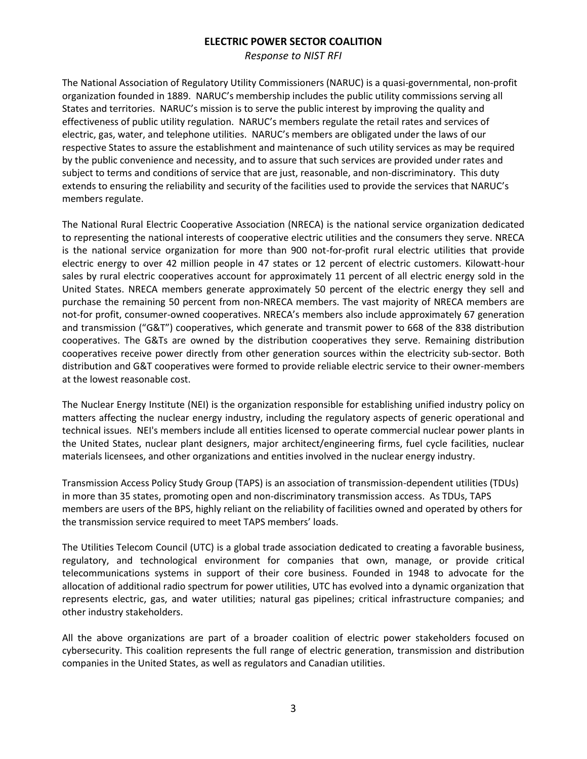**ELECTRIC POWER SECTOR COALITION**

*Response to NIST RFI*

The National Association of Regulatory Utility Commissioners (NARUC) is a quasi-governmental, non-profit organization founded in 1889. NARUC's membership includes the public utility commissions serving all States and territories. NARUC's mission is to serve the public interest by improving the quality and effectiveness of public utility regulation. NARUC's members regulate the retail rates and services of electric, gas, water, and telephone utilities. NARUC's members are obligated under the laws of our respective States to assure the establishment and maintenance of such utility services as may be required by the public convenience and necessity, and to assure that such services are provided under rates and subject to terms and conditions of service that are just, reasonable, and non-discriminatory. This duty extends to ensuring the reliability and security of the facilities used to provide the services that NARUC's members regulate.

The National Rural Electric Cooperative Association (NRECA) is the national service organization dedicated to representing the national interests of cooperative electric utilities and the consumers they serve. NRECA is the national service organization for more than 900 not-for-profit rural electric utilities that provide electric energy to over 42 million people in 47 states or 12 percent of electric customers. Kilowatt-hour sales by rural electric cooperatives account for approximately 11 percent of all electric energy sold in the United States. NRECA members generate approximately 50 percent of the electric energy they sell and purchase the remaining 50 percent from non-NRECA members. The vast majority of NRECA members are not-for profit, consumer-owned cooperatives. NRECA's members also include approximately 67 generation and transmission ("G&T") cooperatives, which generate and transmit power to 668 of the 838 distribution cooperatives. The G&Ts are owned by the distribution cooperatives they serve. Remaining distribution cooperatives receive power directly from other generation sources within the electricity sub-sector. Both distribution and G&T cooperatives were formed to provide reliable electric service to their owner-members at the lowest reasonable cost.

The Nuclear Energy Institute (NEI) is the organization responsible for establishing unified industry policy on matters affecting the nuclear energy industry, including the regulatory aspects of generic operational and technical issues. NEI's members include all entities licensed to operate commercial nuclear power plants in the United States, nuclear plant designers, major architect/engineering firms, fuel cycle facilities, nuclear materials licensees, and other organizations and entities involved in the nuclear energy industry.

Transmission Access Policy Study Group (TAPS) is an association of transmission-dependent utilities (TDUs) in more than 35 states, promoting open and non-discriminatory transmission access. As TDUs, TAPS members are users of the BPS, highly reliant on the reliability of facilities owned and operated by others for the transmission service required to meet TAPS members' loads.

The Utilities Telecom Council (UTC) is a global trade association dedicated to creating a favorable business, regulatory, and technological environment for companies that own, manage, or provide critical telecommunications systems in support of their core business. Founded in 1948 to advocate for the allocation of additional radio spectrum for power utilities, UTC has evolved into a dynamic organization that represents electric, gas, and water utilities; natural gas pipelines; critical infrastructure companies; and other industry stakeholders.

All the above organizations are part of a broader coalition of electric power stakeholders focused on cybersecurity. This coalition represents the full range of electric generation, transmission and distribution companies in the United States, as well as regulators and Canadian utilities.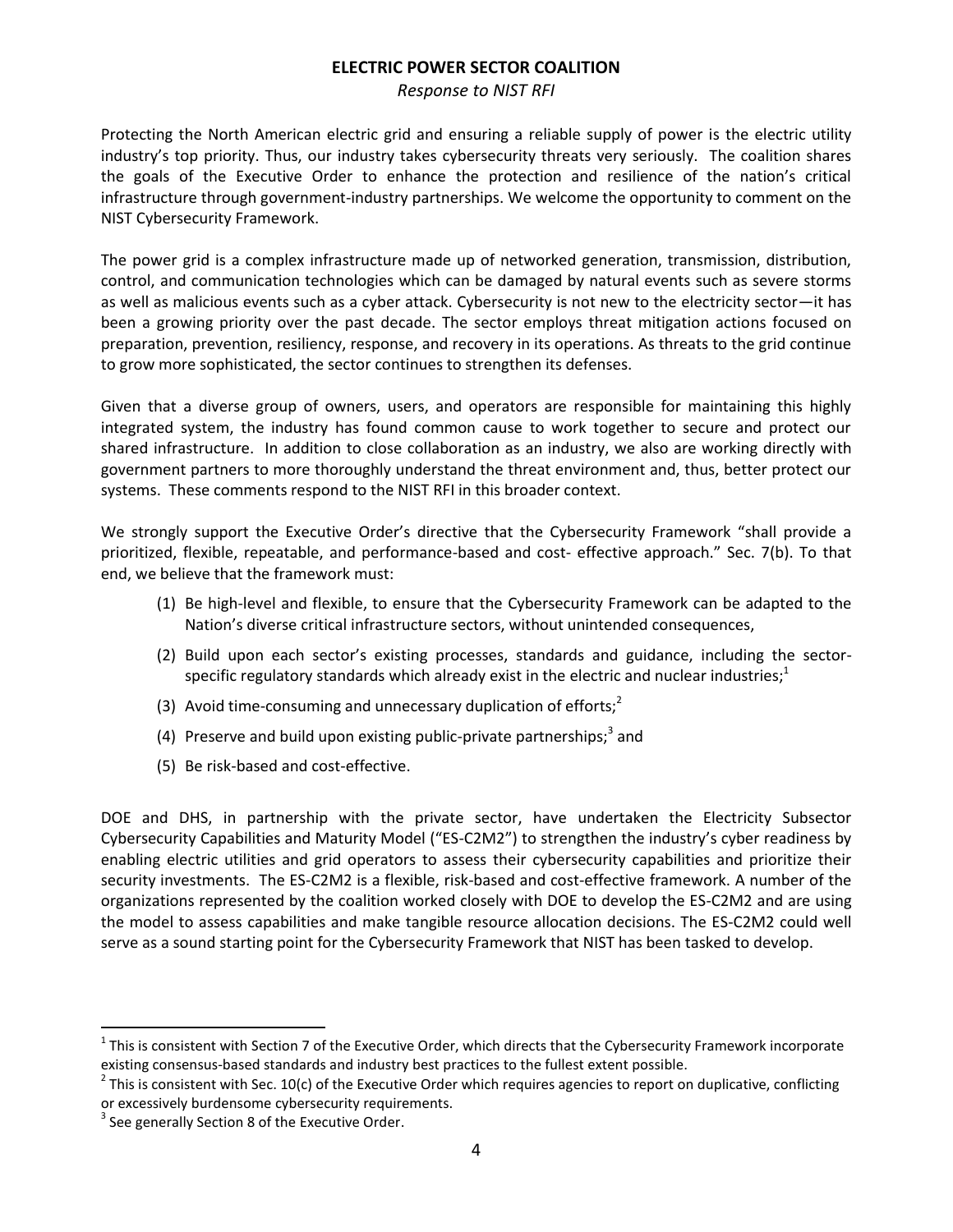**ELECTRIC POWER SECTOR COALITION**

*Response to NIST RFI*

Protecting the North American electric grid and ensuring a reliable supply of power is the electric utility industry's top priority. Thus, our industry takes cybersecurity threats very seriously. The coalition shares the goals of the Executive Order to enhance the protection and resilience of the nation's critical infrastructure through government-industry partnerships. We welcome the opportunity to comment on the NIST Cybersecurity Framework.

The power grid is a complex infrastructure made up of networked generation, transmission, distribution, control, and communication technologies which can be damaged by natural events such as severe storms as well as malicious events such as a cyber attack. Cybersecurity is not new to the electricity sector—it has been a growing priority over the past decade. The sector employs threat mitigation actions focused on preparation, prevention, resiliency, response, and recovery in its operations. As threats to the grid continue to grow more sophisticated, the sector continues to strengthen its defenses.

Given that a diverse group of owners, users, and operators are responsible for maintaining this highly integrated system, the industry has found common cause to work together to secure and protect our shared infrastructure. In addition to close collaboration as an industry, we also are working directly with government partners to more thoroughly understand the threat environment and, thus, better protect our systems. These comments respond to the NIST RFI in this broader context.

We strongly support the Executive Order's directive that the Cybersecurity Framework "shall provide a prioritized, flexible, repeatable, and performance-based and cost- effective approach." Sec. 7(b). To that end, we believe that the framework must:

(1) Be high-level and flexible, to ensure that the Cybersecurity Framework can be adapted to the Nation's diverse critical infrastructure sectors, without unintended consequences,

(2) Build upon each sector's existing processes, standards and guidance, including the sector-specific regulatory standards which already exist in the electric and nuclear industries;[1]

(3) Avoid time-consuming and unnecessary duplication of efforts;[2]

(4) Preserve and build upon existing public-private partnerships;[3] and

(5) Be risk-based and cost-effective.

DOE and DHS, in partnership with the private sector, have undertaken the Electricity Subsector Cybersecurity Capabilities and Maturity Model ("ES-C2M2") to strengthen the industry's cyber readiness by enabling electric utilities and grid operators to assess their cybersecurity capabilities and prioritize their security investments. The ES-C2M2 is a flexible, risk-based and cost-effective framework. A number of the organizations represented by the coalition worked closely with DOE to develop the ES-C2M2 and are using the model to assess capabilities and make tangible resource allocation decisions. The ES-C2M2 could well serve as a sound starting point for the Cybersecurity Framework that NIST has been tasked to develop.

---

[1] This is consistent with Section 7 of the Executive Order, which directs that the Cybersecurity Framework incorporate existing consensus-based standards and industry best practices to the fullest extent possible.

[2] This is consistent with Sec. 10(c) of the Executive Order which requires agencies to report on duplicative, conflicting or excessively burdensome cybersecurity requirements.

[3] See generally Section 8 of the Executive Order.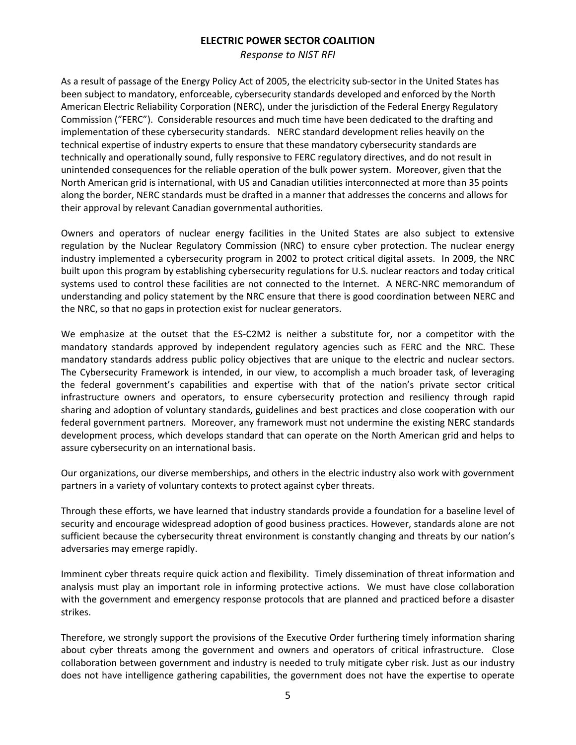As a result of passage of the Energy Policy Act of 2005, the electricity sub-sector in the United States has been subject to mandatory, enforceable, cybersecurity standards developed and enforced by the North American Electric Reliability Corporation (NERC), under the jurisdiction of the Federal Energy Regulatory Commission ("FERC"). Considerable resources and much time have been dedicated to the drafting and implementation of these cybersecurity standards. NERC standard development relies heavily on the technical expertise of industry experts to ensure that these mandatory cybersecurity standards are technically and operationally sound, fully responsive to FERC regulatory directives, and do not result in unintended consequences for the reliable operation of the bulk power system. Moreover, given that the North American grid is international, with US and Canadian utilities interconnected at more than 35 points along the border, NERC standards must be drafted in a manner that addresses the concerns and allows for their approval by relevant Canadian governmental authorities.

Owners and operators of nuclear energy facilities in the United States are also subject to extensive regulation by the Nuclear Regulatory Commission (NRC) to ensure cyber protection. The nuclear energy industry implemented a cybersecurity program in 2002 to protect critical digital assets. In 2009, the NRC built upon this program by establishing cybersecurity regulations for U.S. nuclear reactors and today critical systems used to control these facilities are not connected to the Internet. A NERC-NRC memorandum of understanding and policy statement by the NRC ensure that there is good coordination between NERC and the NRC, so that no gaps in protection exist for nuclear generators.

We emphasize at the outset that the ES-C2M2 is neither a substitute for, nor a competitor with the mandatory standards approved by independent regulatory agencies such as FERC and the NRC. These mandatory standards address public policy objectives that are unique to the electric and nuclear sectors. The Cybersecurity Framework is intended, in our view, to accomplish a much broader task, of leveraging the federal government's capabilities and expertise with that of the nation's private sector critical infrastructure owners and operators, to ensure cybersecurity protection and resiliency through rapid sharing and adoption of voluntary standards, guidelines and best practices and close cooperation with our federal government partners. Moreover, any framework must not undermine the existing NERC standards development process, which develops standard that can operate on the North American grid and helps to assure cybersecurity on an international basis.

Our organizations, our diverse memberships, and others in the electric industry also work with government partners in a variety of voluntary contexts to protect against cyber threats.

Through these efforts, we have learned that industry standards provide a foundation for a baseline level of security and encourage widespread adoption of good business practices. However, standards alone are not sufficient because the cybersecurity threat environment is constantly changing and threats by our nation's adversaries may emerge rapidly.

Imminent cyber threats require quick action and flexibility. Timely dissemination of threat information and analysis must play an important role in informing protective actions. We must have close collaboration with the government and emergency response protocols that are planned and practiced before a disaster strikes.

Therefore, we strongly support the provisions of the Executive Order furthering timely information sharing about cyber threats among the government and owners and operators of critical infrastructure. Close collaboration between government and industry is needed to truly mitigate cyber risk. Just as our industry does not have intelligence gathering capabilities, the government does not have the expertise to operate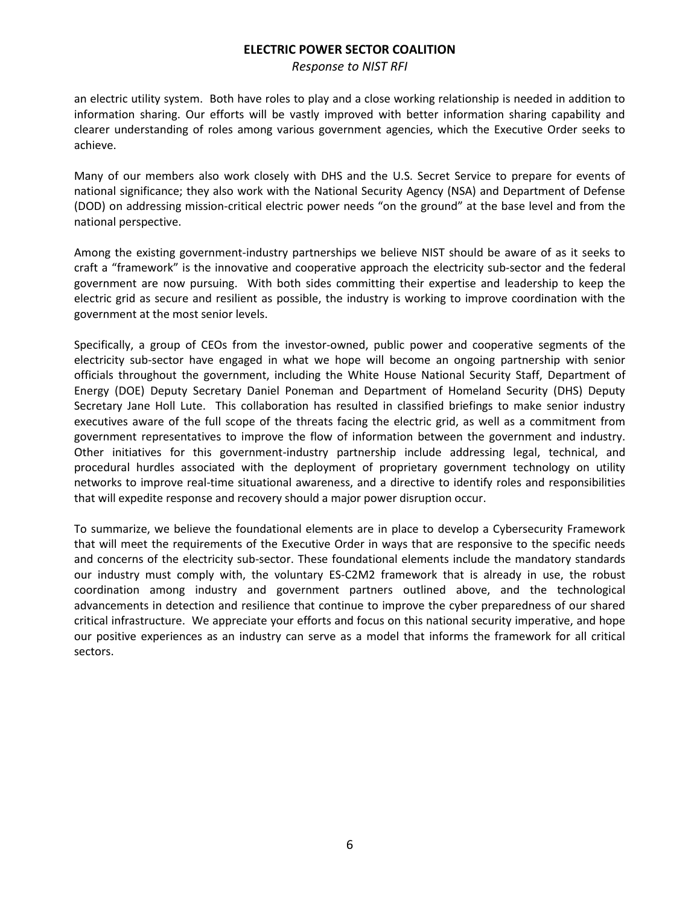an electric utility system. Both have roles to play and a close working relationship is needed in addition to information sharing. Our efforts will be vastly improved with better information sharing capability and clearer understanding of roles among various government agencies, which the Executive Order seeks to achieve.

Many of our members also work closely with DHS and the U.S. Secret Service to prepare for events of national significance; they also work with the National Security Agency (NSA) and Department of Defense (DOD) on addressing mission-critical electric power needs "on the ground" at the base level and from the national perspective.

Among the existing government-industry partnerships we believe NIST should be aware of as it seeks to craft a "framework" is the innovative and cooperative approach the electricity sub-sector and the federal government are now pursuing. With both sides committing their expertise and leadership to keep the electric grid as secure and resilient as possible, the industry is working to improve coordination with the government at the most senior levels.

Specifically, a group of CEOs from the investor-owned, public power and cooperative segments of the electricity sub-sector have engaged in what we hope will become an ongoing partnership with senior officials throughout the government, including the White House National Security Staff, Department of Energy (DOE) Deputy Secretary Daniel Poneman and Department of Homeland Security (DHS) Deputy Secretary Jane Holl Lute. This collaboration has resulted in classified briefings to make senior industry executives aware of the full scope of the threats facing the electric grid, as well as a commitment from government representatives to improve the flow of information between the government and industry. Other initiatives for this government-industry partnership include addressing legal, technical, and procedural hurdles associated with the deployment of proprietary government technology on utility networks to improve real-time situational awareness, and a directive to identify roles and responsibilities that will expedite response and recovery should a major power disruption occur.

To summarize, we believe the foundational elements are in place to develop a Cybersecurity Framework that will meet the requirements of the Executive Order in ways that are responsive to the specific needs and concerns of the electricity sub-sector. These foundational elements include the mandatory standards our industry must comply with, the voluntary ES-C2M2 framework that is already in use, the robust coordination among industry and government partners outlined above, and the technological advancements in detection and resilience that continue to improve the cyber preparedness of our shared critical infrastructure. We appreciate your efforts and focus on this national security imperative, and hope our positive experiences as an industry can serve as a model that informs the framework for all critical sectors.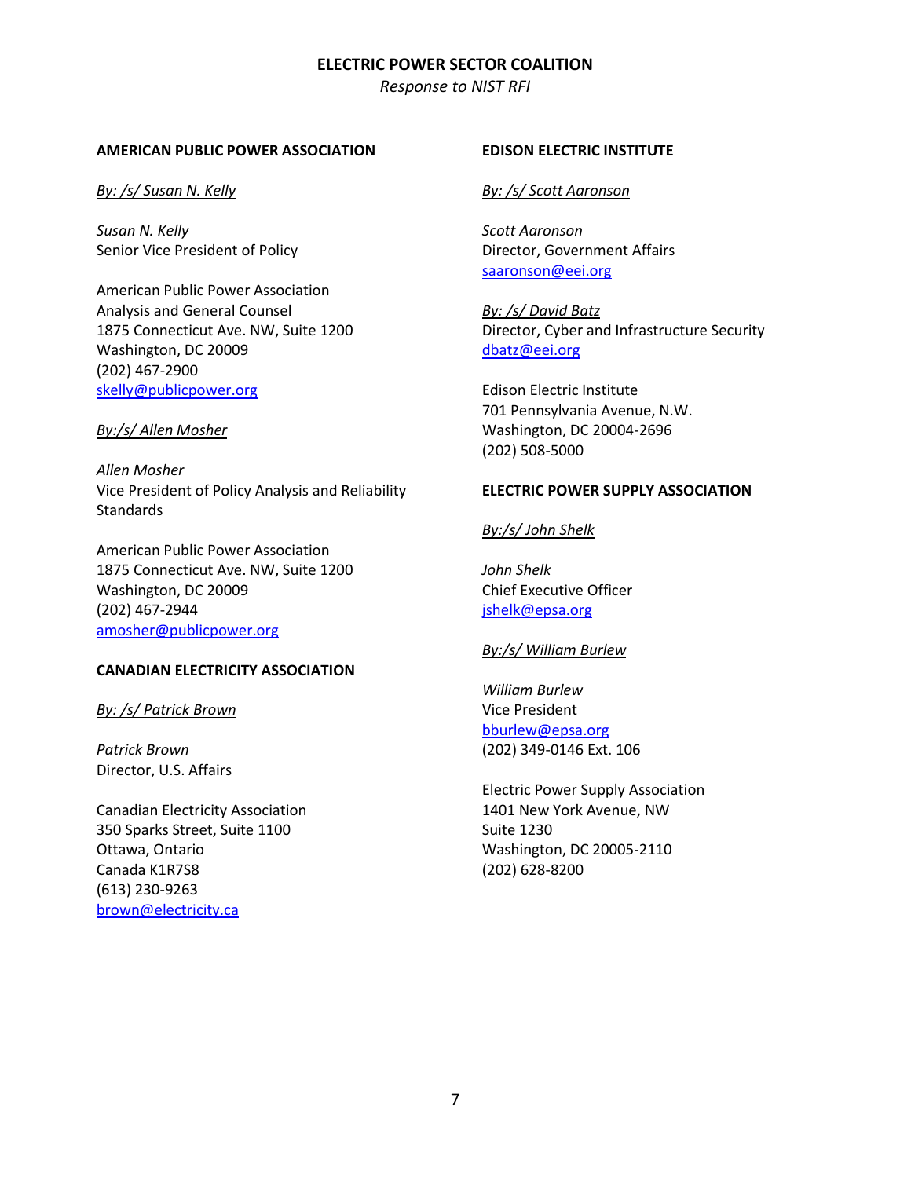**ELECTRIC POWER SECTOR COALITION**

*Response to NIST RFI*

**AMERICAN PUBLIC POWER ASSOCIATION**

*By: /s/ Susan N. Kelly*

*Susan N. Kelly*
Senior Vice President of Policy

American Public Power Association
Analysis and General Counsel
1875 Connecticut Ave. NW, Suite 1200
Washington, DC 20009
(202) 467-2900
skelly@publicpower.org

*By:/s/ Allen Mosher*

*Allen Mosher*
Vice President of Policy Analysis and Reliability Standards

American Public Power Association
1875 Connecticut Ave. NW, Suite 1200
Washington, DC 20009
(202) 467-2944
amosher@publicpower.org

**CANADIAN ELECTRICITY ASSOCIATION**

*By: /s/ Patrick Brown*

*Patrick Brown*
Director, U.S. Affairs

Canadian Electricity Association
350 Sparks Street, Suite 1100
Ottawa, Ontario
Canada K1R7S8
(613) 230-9263
brown@electricity.ca

**EDISON ELECTRIC INSTITUTE**

*By: /s/ Scott Aaronson*

*Scott Aaronson*
Director, Government Affairs
saaronson@eei.org

*By: /s/ David Batz*
Director, Cyber and Infrastructure Security
dbatz@eei.org

Edison Electric Institute
701 Pennsylvania Avenue, N.W.
Washington, DC 20004-2696
(202) 508-5000

**ELECTRIC POWER SUPPLY ASSOCIATION**

*By:/s/ John Shelk*

*John Shelk*
Chief Executive Officer
jshelk@epsa.org

*By:/s/ William Burlew*

*William Burlew*
Vice President
bburlew@epsa.org
(202) 349-0146 Ext. 106

Electric Power Supply Association
1401 New York Avenue, NW
Suite 1230
Washington, DC 20005-2110
(202) 628-8200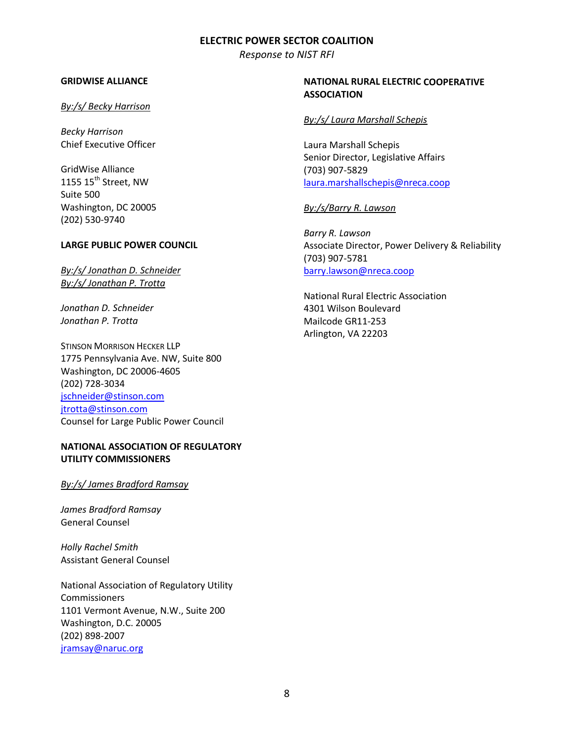**GRIDWISE ALLIANCE**

*By:/s/ Becky Harrison*

*Becky Harrison*
Chief Executive Officer

GridWise Alliance
1155 15th Street, NW
Suite 500
Washington, DC 20005
(202) 530-9740

**LARGE PUBLIC POWER COUNCIL**

*By:/s/ Jonathan D. Schneider*
*By:/s/ Jonathan P. Trotta*

*Jonathan D. Schneider*
*Jonathan P. Trotta*

STINSON MORRISON HECKER LLP
1775 Pennsylvania Ave. NW, Suite 800
Washington, DC 20006-4605
(202) 728-3034
jschneider@stinson.com
jtrotta@stinson.com
Counsel for Large Public Power Council

**NATIONAL ASSOCIATION OF REGULATORY UTILITY COMMISSIONERS**

*By:/s/ James Bradford Ramsay*

*James Bradford Ramsay*
General Counsel

*Holly Rachel Smith*
Assistant General Counsel

National Association of Regulatory Utility Commissioners
1101 Vermont Avenue, N.W., Suite 200
Washington, D.C. 20005
(202) 898-2007
jramsay@naruc.org

**NATIONAL RURAL ELECTRIC COOPERATIVE ASSOCIATION**

*By:/s/ Laura Marshall Schepis*

Laura Marshall Schepis
Senior Director, Legislative Affairs
(703) 907-5829
laura.marshallschepis@nreca.coop

*By:/s/Barry R. Lawson*

*Barry R. Lawson*
Associate Director, Power Delivery & Reliability
(703) 907-5781
barry.lawson@nreca.coop

National Rural Electric Association
4301 Wilson Boulevard
Mailcode GR11-253
Arlington, VA 22203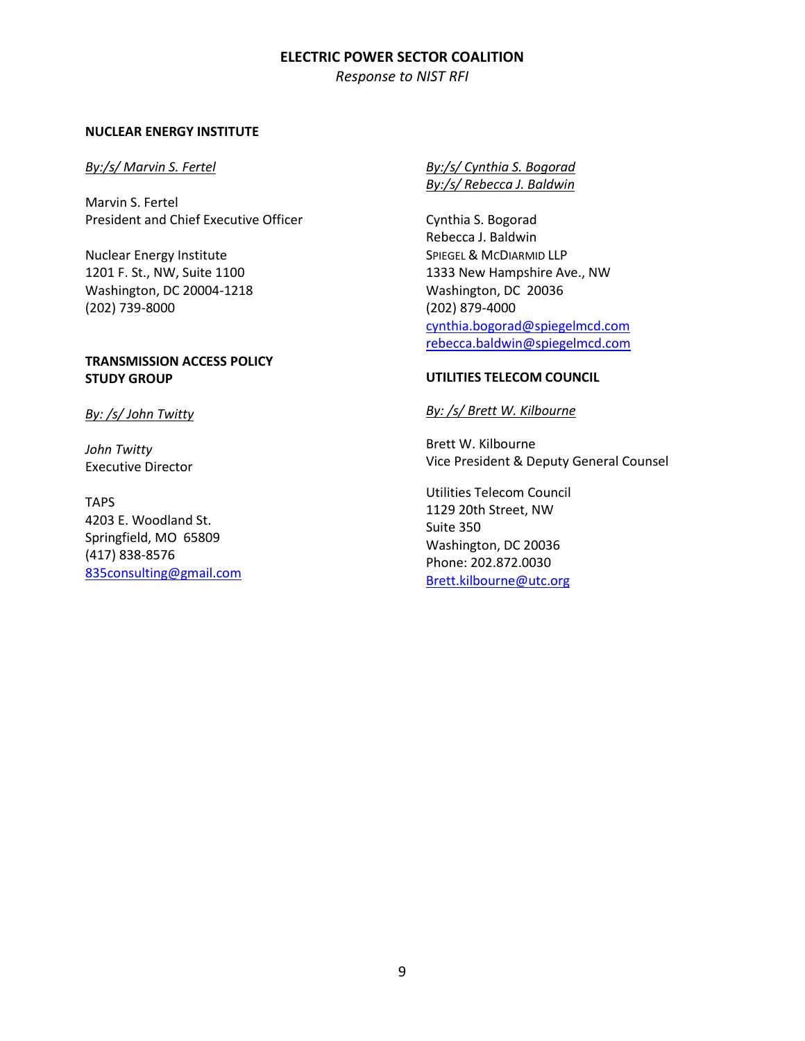**NUCLEAR ENERGY INSTITUTE**

*By:/s/ Marvin S. Fertel*

Marvin S. Fertel
President and Chief Executive Officer

Nuclear Energy Institute
1201 F. St., NW, Suite 1100
Washington, DC 20004-1218
(202) 739-8000

*By:/s/ Cynthia S. Bogorad*
*By:/s/ Rebecca J. Baldwin*

Cynthia S. Bogorad
Rebecca J. Baldwin
SPIEGEL & MCDIARMID LLP
1333 New Hampshire Ave., NW
Washington, DC 20036
(202) 879-4000
cynthia.bogorad@spiegelmcd.com
rebecca.baldwin@spiegelmcd.com

**TRANSMISSION ACCESS POLICY STUDY GROUP**

*By: /s/ John Twitty*

*John Twitty*
Executive Director

TAPS
4203 E. Woodland St.
Springfield, MO 65809
(417) 838-8576
835consulting@gmail.com

**UTILITIES TELECOM COUNCIL**

*By: /s/ Brett W. Kilbourne*

Brett W. Kilbourne
Vice President & Deputy General Counsel

Utilities Telecom Council
1129 20th Street, NW
Suite 350
Washington, DC 20036
Phone: 202.872.0030
Brett.kilbourne@utc.org